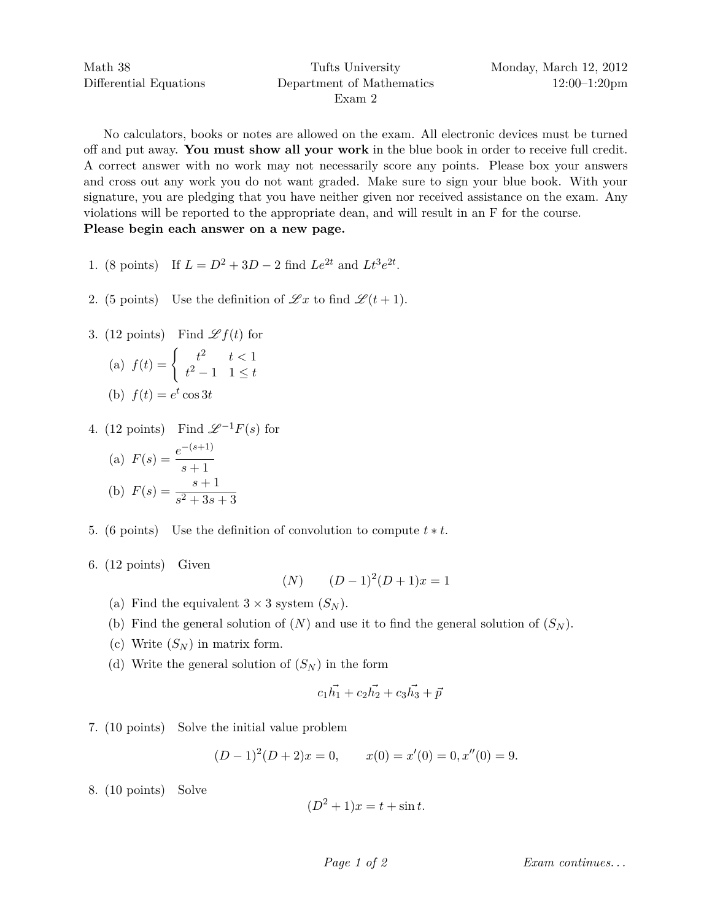Math 38 | Tufts University | Monday, March 12, 2012

Differential Equations | Department of Mathematics | 12:00–1:20pm

Exam 2

No calculators, books or notes are allowed on the exam. All electronic devices must be turned off and put away. **You must show all your work** in the blue book in order to receive full credit. A correct answer with no work may not necessarily score any points. Please box your answers and cross out any work you do not want graded. Make sure to sign your blue book. With your signature, you are pledging that you have neither given nor received assistance on the exam. Any violations will be reported to the appropriate dean, and will result in an F for the course.
**Please begin each answer on a new page.**

1. (8 points) If $L = D^2 + 3D - 2$ find $Le^{2t}$ and $Lt^3e^{2t}$.

2. (5 points) Use the definition of $\mathscr{L}x$ to find $\mathscr{L}(t+1)$.

3. (12 points) Find $\mathscr{L}f(t)$ for

   (a) $f(t) = \begin{cases} t^2 & t < 1 \\ t^2 - 1 & 1 \leq t \end{cases}$

   (b) $f(t) = e^t \cos 3t$

4. (12 points) Find $\mathscr{L}^{-1}F(s)$ for

   (a) $F(s) = \dfrac{e^{-(s+1)}}{s+1}$

   (b) $F(s) = \dfrac{s+1}{s^2+3s+3}$

5. (6 points) Use the definition of convolution to compute $t * t$.

6. (12 points) Given

$$(N) \qquad (D-1)^2(D+1)x = 1$$

   (a) Find the equivalent $3 \times 3$ system $(S_N)$.

   (b) Find the general solution of $(N)$ and use it to find the general solution of $(S_N)$.

   (c) Write $(S_N)$ in matrix form.

   (d) Write the general solution of $(S_N)$ in the form

$$c_1\vec{h_1} + c_2\vec{h_2} + c_3\vec{h_3} + \vec{p}$$

7. (10 points) Solve the initial value problem

$$(D-1)^2(D+2)x = 0, \qquad x(0) = x'(0) = 0, x''(0) = 9.$$

8. (10 points) Solve

$$(D^2+1)x = t + \sin t.$$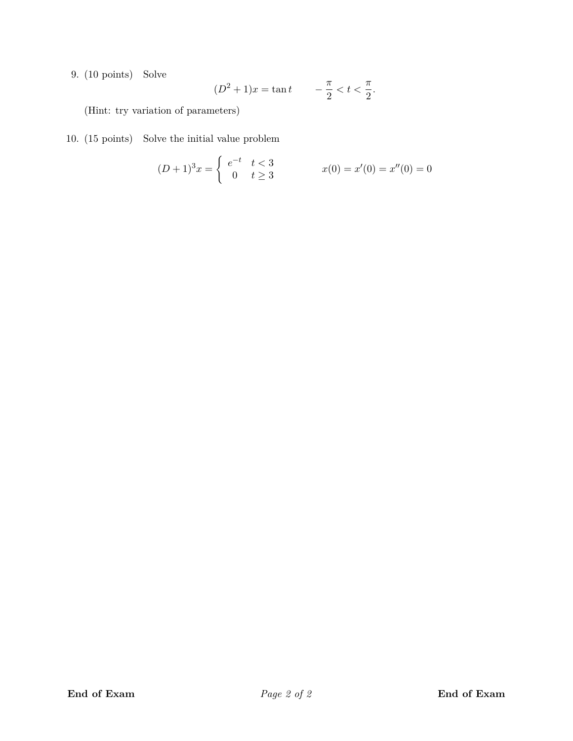9. (10 points) Solve

$$(D^2 + 1)x = \tan t \qquad -\frac{\pi}{2} < t < \frac{\pi}{2}.$$

(Hint: try variation of parameters)

10. (15 points) Solve the initial value problem

$$(D+1)^3 x = \begin{cases} e^{-t} & t < 3 \\ 0 & t \geq 3 \end{cases} \qquad x(0) = x'(0) = x''(0) = 0$$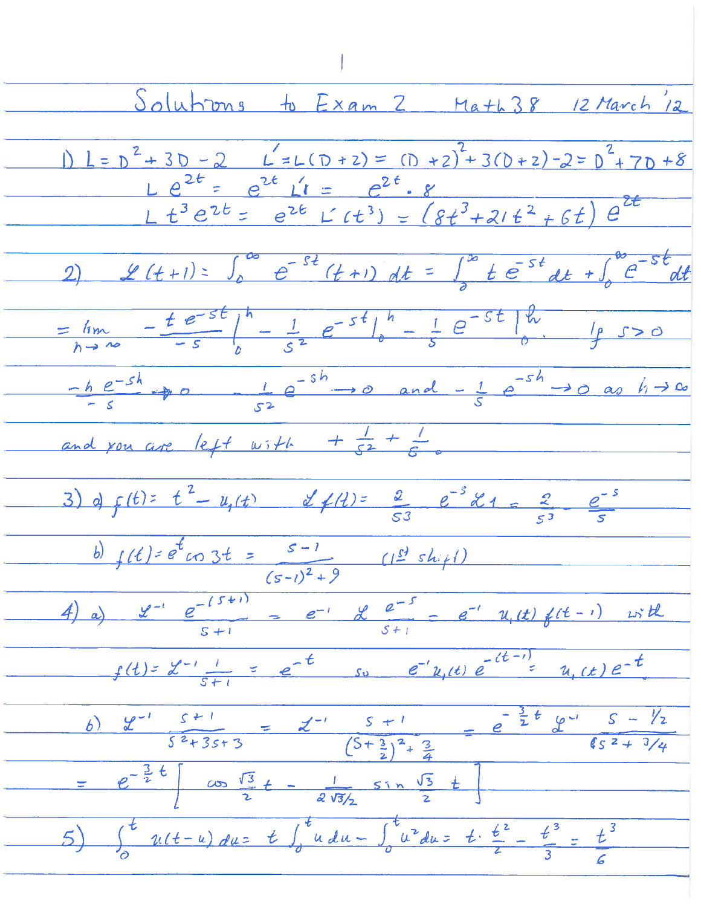Solutions to Exam 2 Math 38 12 March '12

1) $L = D^2 + 3D - 2 \quad L' = L(D+2) = (D+2)^2 + 3(D+2) - 2 = D^2 + 7D + 8$

$L e^{2t} = e^{2t} L' 1 = e^{2t} \cdot 8$

$L t^3 e^{2t} = e^{2t} L'(t^3) = (8t^3 + 21t^2 + 6t) e^{2t}$

2) $\mathcal{L}(t+1) = \int_0^\infty e^{-st}(t+1)\,dt = \int_0^\infty t e^{-st}\,dt + \int_0^\infty e^{-st}\,dt$

$= \lim_{h\to\infty} \dfrac{-t e^{-st}}{-s}\Big|_0^h - \dfrac{1}{s^2} e^{-st}\Big|_0^h - \dfrac{1}{s} e^{-st}\Big|_0^h$. If $s > 0$

$\dfrac{-h e^{-sh}}{-s} \to 0 \quad -\dfrac{1}{s^2} e^{-sh} \to 0$ and $-\dfrac{1}{s} e^{-sh} \to 0$ as $h \to \infty$

and you are left with $+\dfrac{1}{s^2} + \dfrac{1}{s}$.

3) a) $f(t) = t^2 - u_1(t) \quad \mathcal{L} f(t) = \dfrac{2}{s^3} - e^{-s}\mathcal{L} 1 = \dfrac{2}{s^3} - \dfrac{e^{-s}}{s}$

b) $f(t) = e^t \cos 3t = \dfrac{s-1}{(s-1)^2 + 9}$ (1st shift)

4) a) $\mathcal{L}^{-1} \dfrac{e^{-(s+1)}}{s+1} = e^{-1} \mathcal{L} \dfrac{e^{-s}}{s+1} = e^{-1} u_1(t) f(t-1)$ with

$f(t) = \mathcal{L}^{-1} \dfrac{1}{s+1} = e^{-t}$ so $e^{-1} u_1(t) e^{-(t-1)} = u_1(t) e^{-t}$

b) $\mathcal{L}^{-1} \dfrac{s+1}{s^2 + 3s + 3} = \mathcal{L}^{-1} \dfrac{s+1}{(s+\frac{3}{2})^2 + \frac{3}{4}} = e^{-\frac{3}{2}t} \mathcal{L}^{-1} \dfrac{s - 1/2}{s^2 + 3/4}$

$= e^{-\frac{3}{2}t} \left[ \cos \dfrac{\sqrt{3}}{2} t - \dfrac{1}{2\sqrt{3}/2} \sin \dfrac{\sqrt{3}}{2} t \right]$

5) $\int_0^t u(t-u)\,du = t \int_0^t u\,du - \int_0^t u^2\,du = t \cdot \dfrac{t^2}{2} - \dfrac{t^3}{3} = \dfrac{t^3}{6}$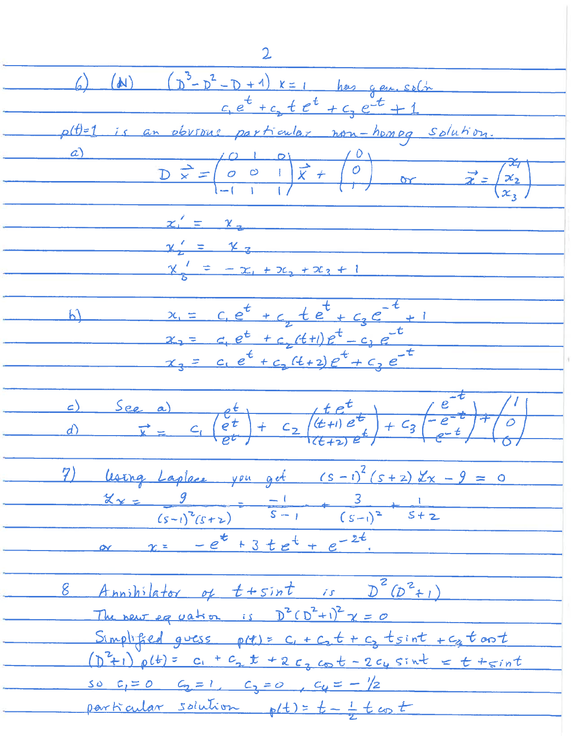6) (N) $(D^3 - D^2 - D + 1)\, x = 1$ has gen. sol'n

$$c_1 e^t + c_2 t e^t + c_3 e^{-t} + 1.$$

$p(t) = 1$ is an obvious particular non-homog solution.

a)

$$D\vec{x} = \begin{pmatrix} 0 & 1 & 0 \\ 0 & 0 & 1 \\ -1 & 1 & 1 \end{pmatrix} \vec{x} + \begin{pmatrix} 0 \\ 0 \\ 1 \end{pmatrix} \quad \text{or} \quad \vec{x} = \begin{pmatrix} x_1 \\ x_2 \\ x_3 \end{pmatrix}$$

$$x_1' = x_2$$

$$x_2' = x_3$$

$$x_3' = -x_1 + x_2 + x_3 + 1$$

b)

$$x_1 = c_1 e^t + c_2 t e^t + c_3 e^{-t} + 1$$

$$x_2 = c_1 e^t + c_2 (t+1) e^t - c_3 e^{-t}$$

$$x_3 = c_1 e^t + c_2 (t+2) e^t + c_3 e^{-t}$$

c) See a)

d)

$$\vec{x} = c_1 \begin{pmatrix} e^t \\ e^t \\ e^t \end{pmatrix} + c_2 \begin{pmatrix} t e^t \\ (t+1) e^t \\ (t+2) e^t \end{pmatrix} + c_3 \begin{pmatrix} e^{-t} \\ -e^{-t} \\ e^{-t} \end{pmatrix} + \begin{pmatrix} 1 \\ 0 \\ 0 \end{pmatrix}$$

7) Using Laplace you get $(s-1)^2 (s+2) \mathcal{L}x - 9 = 0$

$$\mathcal{L}x = \frac{9}{(s-1)^2(s+2)} = \frac{-1}{s-1} + \frac{3}{(s-1)^2} + \frac{1}{s+2}$$

or $x = -e^t + 3 t e^t + e^{-2t}$.

8 Annihilator of $t + \sin t$ is $D^2 (D^2 + 1)$

The new equation is $D^2 (D^2+1)^2 x = 0$

Simplified guess $p(t) = c_1 + c_2 t + c_3 t \sin t + c_4 t \cos t$

$(D^2 + 1)\, p(t) = c_1 + c_2 t + 2 c_3 \cos t - 2 c_4 \sin t = t + \sin t$

so $c_1 = 0$, $c_2 = 1$, $c_3 = 0$, $c_4 = -1/2$

particular solution $p(t) = t - \frac{1}{2} t \cos t$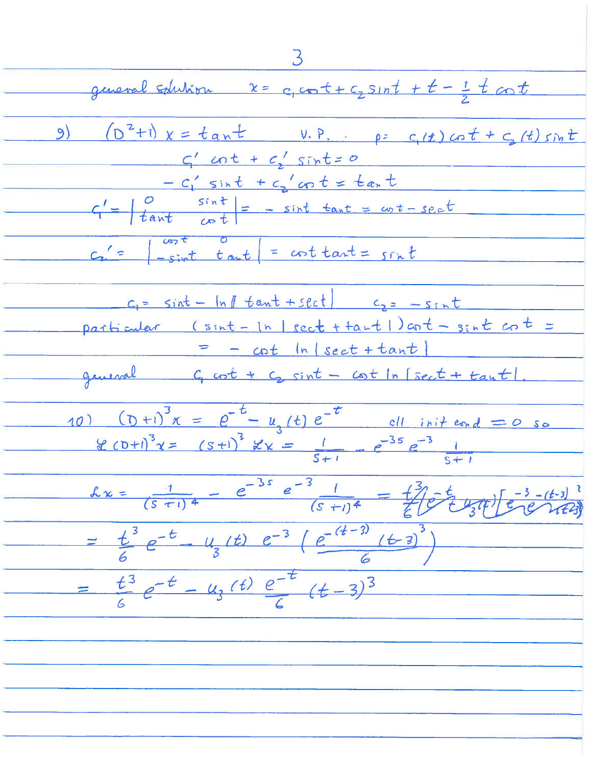general solution $x = c_1 \cos t + c_2 \sin t + t - \frac{1}{2} t \cos t$

9) $(D^2+1)x = \tan t$ V.P. $p = c_1(t)\cos t + c_2(t)\sin t$

$$c_1' \cos t + c_2' \sin t = 0$$

$$-c_1' \sin t + c_2' \cos t = \tan t$$

$$c_1' = \begin{vmatrix} 0 & \sin t \\ \tan t & \cos t \end{vmatrix} = -\sin t \tan t = \cos t - \sec t$$

$$c_2' = \begin{vmatrix} \cos t & 0 \\ -\sin t & \tan t \end{vmatrix} = \cos t \tan t = \sin t$$

$$c_1 = \sin t - \ln|\tan t + \sec t| \qquad c_2 = -\sin t$$

particular $(\sin t - \ln|\sec t + \tan t|)\cos t - \sin t \cos t =$

$$= -\cos t \ln|\sec t + \tan t|$$

general $c_1 \cos t + c_2 \sin t - \cos t \ln|\sec t + \tan t|$.

10) $(D+1)^3 x = e^{-t} - u_3(t)e^{-t}$ all init cond $= 0$ so

$$\mathcal{L}(D+1)^3 x = (s+1)^3 \mathcal{L}x = \frac{1}{s+1} - e^{-3s}e^{-3}\frac{1}{s+1}$$

$$\mathcal{L}x = \frac{1}{(s+1)^4} - e^{-3s}e^{-3}\frac{1}{(s+1)^4} =$$

$$= \frac{t^3}{6}e^{-t} - u_3(t)\, e^{-3}\left(\frac{e^{-(t-3)}(t-3)^3}{6}\right)$$

$$= \frac{t^3}{6}e^{-t} - u_3(t)\frac{e^{-t}}{6}(t-3)^3$$